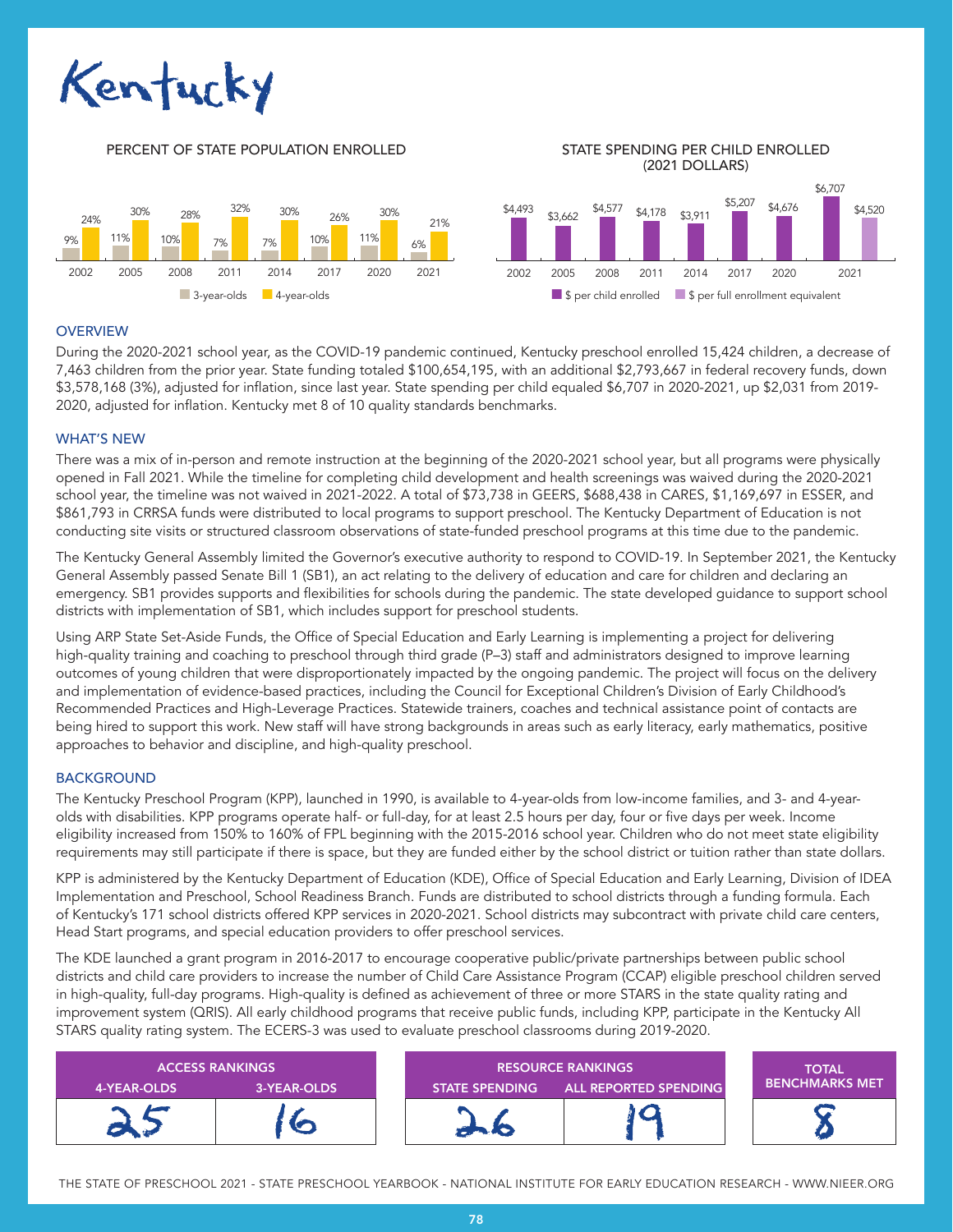# Kentucky

## PERCENT OF STATE POPULATION ENROLLED

| Year | 3-year-olds | 4-year-olds |
|---|---|---|
| 2002 | 9% | 24% |
| 2005 | 11% | 30% |
| 2008 | 10% | 28% |
| 2011 | 7% | 32% |
| 2014 | 7% | 30% |
| 2017 | 10% | 26% |
| 2020 | 11% | 30% |
| 2021 | 6% | 21% |

## STATE SPENDING PER CHILD ENROLLED (2021 DOLLARS)

| Year | $ per child enrolled | $ per full enrollment equivalent |
|---|---|---|
| 2002 | $4,493 | |
| 2005 | $3,662 | |
| 2008 | $4,577 | |
| 2011 | $4,178 | |
| 2014 | $3,911 | |
| 2017 | $5,207 | |
| 2020 | $4,676 | |
| 2021 | $6,707 | $4,520 |

## OVERVIEW

During the 2020-2021 school year, as the COVID-19 pandemic continued, Kentucky preschool enrolled 15,424 children, a decrease of 7,463 children from the prior year. State funding totaled $100,654,195, with an additional $2,793,667 in federal recovery funds, down $3,578,168 (3%), adjusted for inflation, since last year. State spending per child equaled $6,707 in 2020-2021, up $2,031 from 2019-2020, adjusted for inflation. Kentucky met 8 of 10 quality standards benchmarks.

## WHAT'S NEW

There was a mix of in-person and remote instruction at the beginning of the 2020-2021 school year, but all programs were physically opened in Fall 2021. While the timeline for completing child development and health screenings was waived during the 2020-2021 school year, the timeline was not waived in 2021-2022. A total of $73,738 in GEERS, $688,438 in CARES, $1,169,697 in ESSER, and $861,793 in CRRSA funds were distributed to local programs to support preschool. The Kentucky Department of Education is not conducting site visits or structured classroom observations of state-funded preschool programs at this time due to the pandemic.

The Kentucky General Assembly limited the Governor's executive authority to respond to COVID-19. In September 2021, the Kentucky General Assembly passed Senate Bill 1 (SB1), an act relating to the delivery of education and care for children and declaring an emergency. SB1 provides supports and flexibilities for schools during the pandemic. The state developed guidance to support school districts with implementation of SB1, which includes support for preschool students.

Using ARP State Set-Aside Funds, the Office of Special Education and Early Learning is implementing a project for delivering high-quality training and coaching to preschool through third grade (P–3) staff and administrators designed to improve learning outcomes of young children that were disproportionately impacted by the ongoing pandemic. The project will focus on the delivery and implementation of evidence-based practices, including the Council for Exceptional Children's Division of Early Childhood's Recommended Practices and High-Leverage Practices. Statewide trainers, coaches and technical assistance point of contacts are being hired to support this work. New staff will have strong backgrounds in areas such as early literacy, early mathematics, positive approaches to behavior and discipline, and high-quality preschool.

## BACKGROUND

The Kentucky Preschool Program (KPP), launched in 1990, is available to 4-year-olds from low-income families, and 3- and 4-year-olds with disabilities. KPP programs operate half- or full-day, for at least 2.5 hours per day, four or five days per week. Income eligibility increased from 150% to 160% of FPL beginning with the 2015-2016 school year. Children who do not meet state eligibility requirements may still participate if there is space, but they are funded either by the school district or tuition rather than state dollars.

KPP is administered by the Kentucky Department of Education (KDE), Office of Special Education and Early Learning, Division of IDEA Implementation and Preschool, School Readiness Branch. Funds are distributed to school districts through a funding formula. Each of Kentucky's 171 school districts offered KPP services in 2020-2021. School districts may subcontract with private child care centers, Head Start programs, and special education providers to offer preschool services.

The KDE launched a grant program in 2016-2017 to encourage cooperative public/private partnerships between public school districts and child care providers to increase the number of Child Care Assistance Program (CCAP) eligible preschool children served in high-quality, full-day programs. High-quality is defined as achievement of three or more STARS in the state quality rating and improvement system (QRIS). All early childhood programs that receive public funds, including KPP, participate in the Kentucky All STARS quality rating system. The ECERS-3 was used to evaluate preschool classrooms during 2019-2020.

| ACCESS RANKINGS | | RESOURCE RANKINGS | | TOTAL BENCHMARKS MET |
|---|---|---|---|---|
| 4-YEAR-OLDS | 3-YEAR-OLDS | STATE SPENDING | ALL REPORTED SPENDING | |
| 25 | 16 | 26 | 19 | 8 |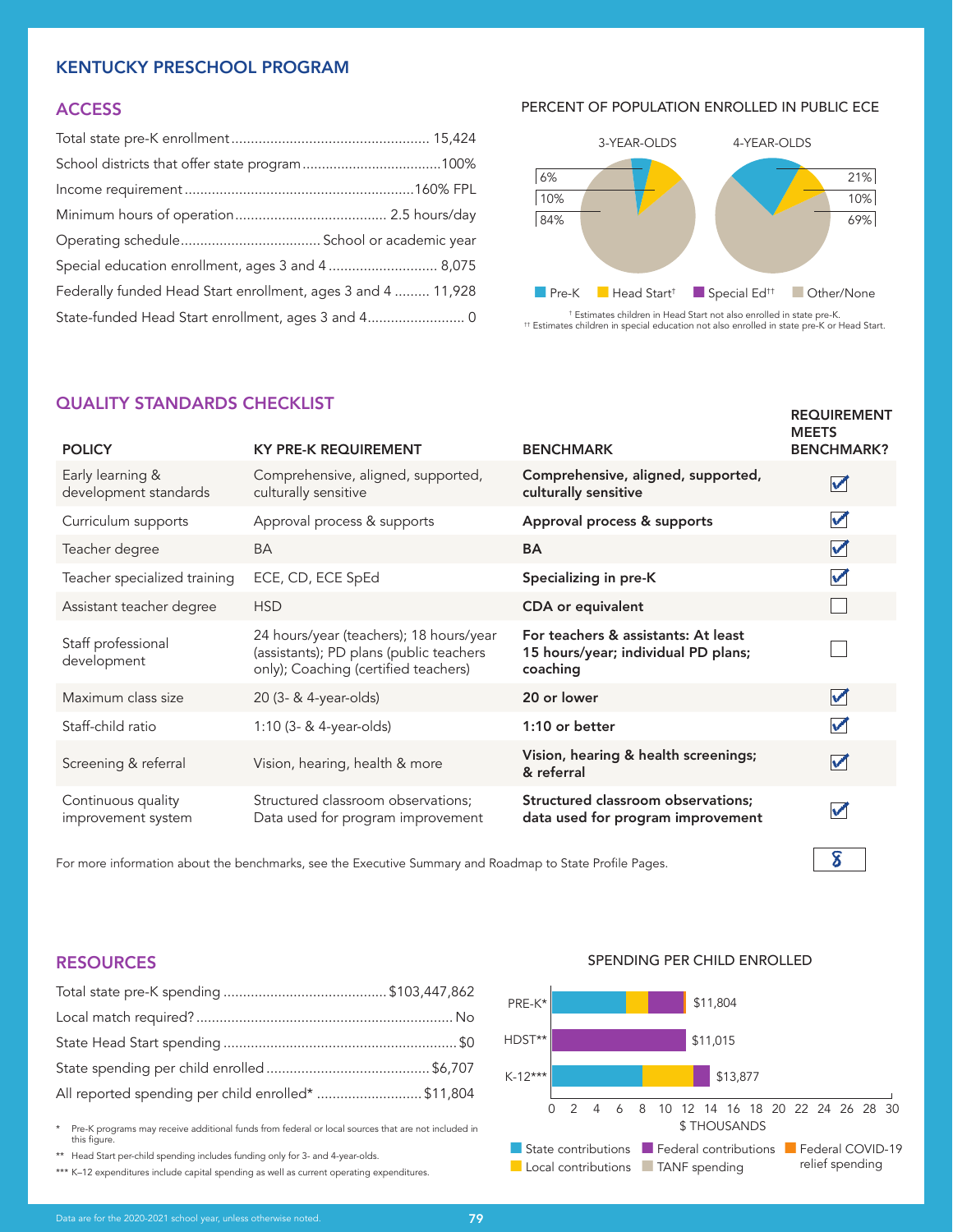## KENTUCKY PRESCHOOL PROGRAM

### ACCESS

| | |
|---|---|
| Total state pre-K enrollment | 15,424 |
| School districts that offer state program | 100% |
| Income requirement | 160% FPL |
| Minimum hours of operation | 2.5 hours/day |
| Operating schedule | School or academic year |
| Special education enrollment, ages 3 and 4 | 8,075 |
| Federally funded Head Start enrollment, ages 3 and 4 | 11,928 |
| State-funded Head Start enrollment, ages 3 and 4 | 0 |

PERCENT OF POPULATION ENROLLED IN PUBLIC ECE

3-YEAR-OLDS

6%

10%

84%

4-YEAR-OLDS

21%

10%

69%

Pre-K   Head Start†   Special Ed††   Other/None

† Estimates children in Head Start not also enrolled in state pre-K.
†† Estimates children in special education not also enrolled in state pre-K or Head Start.

### QUALITY STANDARDS CHECKLIST

| POLICY | KY PRE-K REQUIREMENT | BENCHMARK | REQUIREMENT MEETS BENCHMARK? |
|---|---|---|---|
| Early learning & development standards | Comprehensive, aligned, supported, culturally sensitive | **Comprehensive, aligned, supported, culturally sensitive** | ☑ |
| Curriculum supports | Approval process & supports | **Approval process & supports** | ☑ |
| Teacher degree | BA | **BA** | ☑ |
| Teacher specialized training | ECE, CD, ECE SpEd | **Specializing in pre-K** | ☑ |
| Assistant teacher degree | HSD | **CDA or equivalent** | ☐ |
| Staff professional development | 24 hours/year (teachers); 18 hours/year (assistants); PD plans (public teachers only); Coaching (certified teachers) | **For teachers & assistants: At least 15 hours/year; individual PD plans; coaching** | ☐ |
| Maximum class size | 20 (3- & 4-year-olds) | **20 or lower** | ☑ |
| Staff-child ratio | 1:10 (3- & 4-year-olds) | **1:10 or better** | ☑ |
| Screening & referral | Vision, hearing, health & more | **Vision, hearing & health screenings; & referral** | ☑ |
| Continuous quality improvement system | Structured classroom observations; Data used for program improvement | **Structured classroom observations; data used for program improvement** | ☑ |
| | | | 8 |

For more information about the benchmarks, see the Executive Summary and Roadmap to State Profile Pages.

### RESOURCES

| | |
|---|---|
| Total state pre-K spending | $103,447,862 |
| Local match required? | No |
| State Head Start spending | $0 |
| State spending per child enrolled | $6,707 |
| All reported spending per child enrolled* | $11,804 |

\* Pre-K programs may receive additional funds from federal or local sources that are not included in this figure.

** Head Start per-child spending includes funding only for 3- and 4-year-olds.

*** K–12 expenditures include capital spending as well as current operating expenditures.

SPENDING PER CHILD ENROLLED

PRE-K* $11,804

HDST** $11,015

K-12*** $13,877

0 2 4 6 8 10 12 14 16 18 20 22 24 26 28 30

$ THOUSANDS

State contributions   Local contributions   Federal contributions   TANF spending   Federal COVID-19 relief spending

Data are for the 2020-2021 school year, unless otherwise noted.